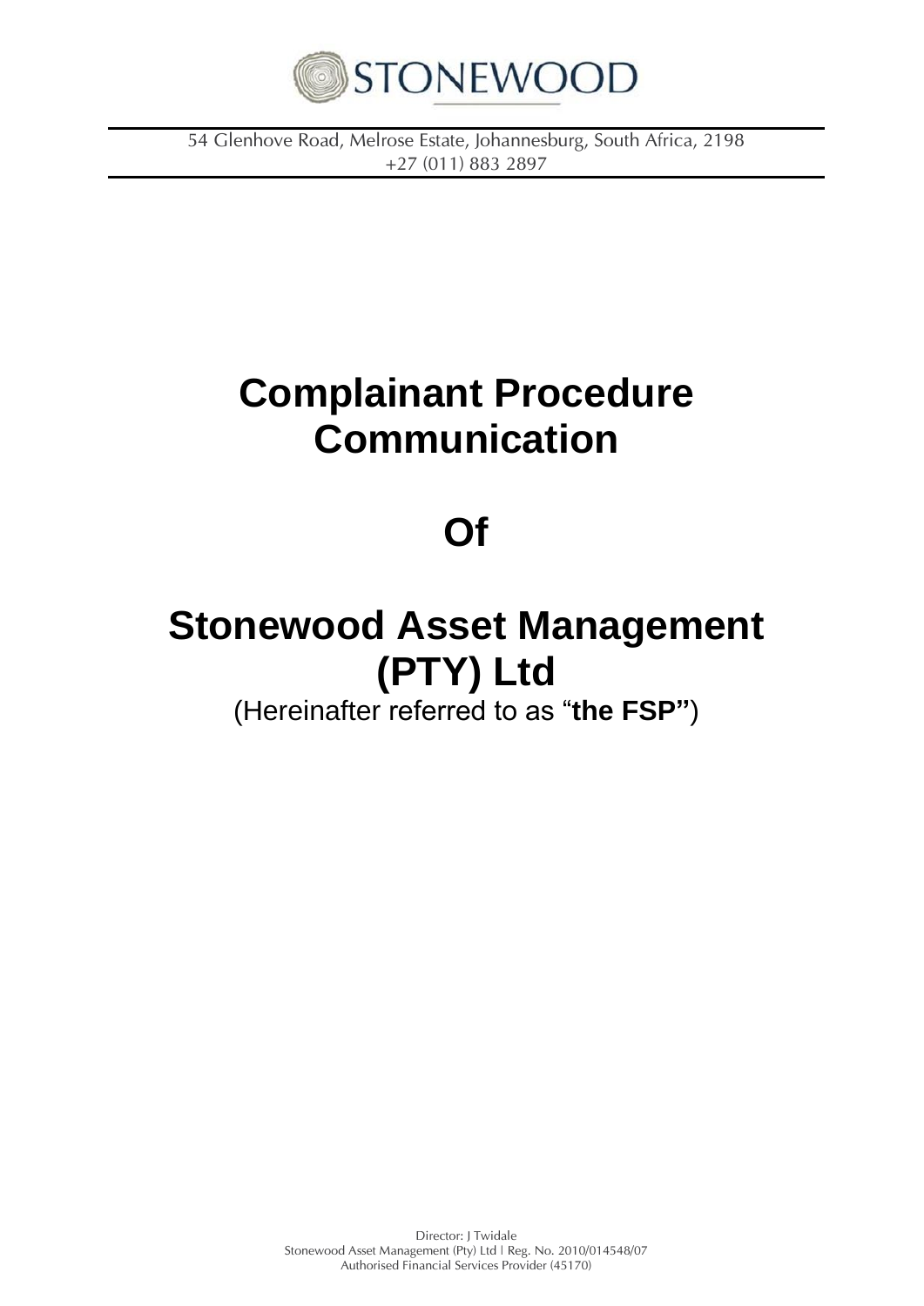STONEWOOD

54 Glenhove Road, Melrose Estate, Johannesburg, South Africa, 2198
+27 (011) 883 2897

# Complainant Procedure Communication

# Of

# Stonewood Asset Management (PTY) Ltd

(Hereinafter referred to as "**the FSP"**)

Director: J Twidale
Stonewood Asset Management (Pty) Ltd | Reg. No. 2010/014548/07
Authorised Financial Services Provider (45170)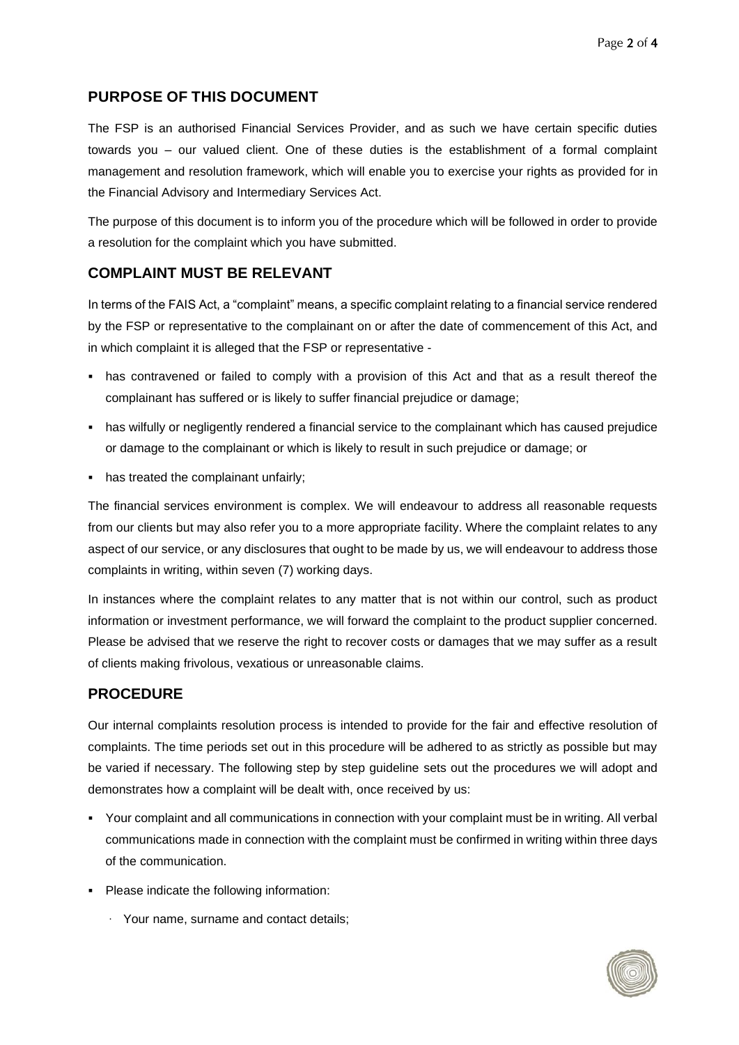## PURPOSE OF THIS DOCUMENT

The FSP is an authorised Financial Services Provider, and as such we have certain specific duties towards you – our valued client. One of these duties is the establishment of a formal complaint management and resolution framework, which will enable you to exercise your rights as provided for in the Financial Advisory and Intermediary Services Act.

The purpose of this document is to inform you of the procedure which will be followed in order to provide a resolution for the complaint which you have submitted.

## COMPLAINT MUST BE RELEVANT

In terms of the FAIS Act, a "complaint" means, a specific complaint relating to a financial service rendered by the FSP or representative to the complainant on or after the date of commencement of this Act, and in which complaint it is alleged that the FSP or representative -

- has contravened or failed to comply with a provision of this Act and that as a result thereof the complainant has suffered or is likely to suffer financial prejudice or damage;
- has wilfully or negligently rendered a financial service to the complainant which has caused prejudice or damage to the complainant or which is likely to result in such prejudice or damage; or
- has treated the complainant unfairly;

The financial services environment is complex. We will endeavour to address all reasonable requests from our clients but may also refer you to a more appropriate facility. Where the complaint relates to any aspect of our service, or any disclosures that ought to be made by us, we will endeavour to address those complaints in writing, within seven (7) working days.

In instances where the complaint relates to any matter that is not within our control, such as product information or investment performance, we will forward the complaint to the product supplier concerned. Please be advised that we reserve the right to recover costs or damages that we may suffer as a result of clients making frivolous, vexatious or unreasonable claims.

## PROCEDURE

Our internal complaints resolution process is intended to provide for the fair and effective resolution of complaints. The time periods set out in this procedure will be adhered to as strictly as possible but may be varied if necessary. The following step by step guideline sets out the procedures we will adopt and demonstrates how a complaint will be dealt with, once received by us:

- Your complaint and all communications in connection with your complaint must be in writing. All verbal communications made in connection with the complaint must be confirmed in writing within three days of the communication.
- Please indicate the following information:
  - Your name, surname and contact details;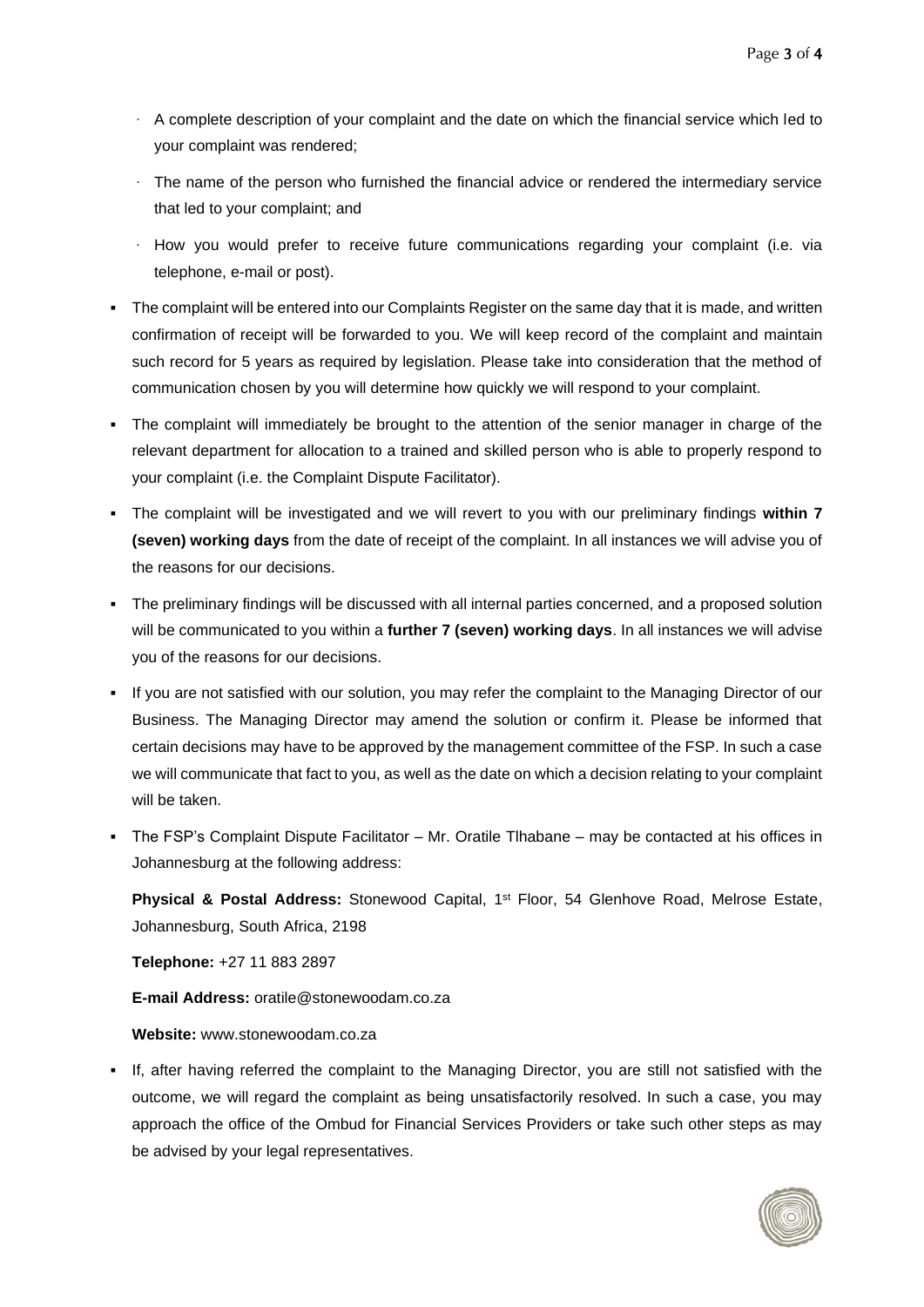- A complete description of your complaint and the date on which the financial service which led to your complaint was rendered;
- The name of the person who furnished the financial advice or rendered the intermediary service that led to your complaint; and
- How you would prefer to receive future communications regarding your complaint (i.e. via telephone, e-mail or post).

- The complaint will be entered into our Complaints Register on the same day that it is made, and written confirmation of receipt will be forwarded to you. We will keep record of the complaint and maintain such record for 5 years as required by legislation. Please take into consideration that the method of communication chosen by you will determine how quickly we will respond to your complaint.
- The complaint will immediately be brought to the attention of the senior manager in charge of the relevant department for allocation to a trained and skilled person who is able to properly respond to your complaint (i.e. the Complaint Dispute Facilitator).
- The complaint will be investigated and we will revert to you with our preliminary findings **within 7 (seven) working days** from the date of receipt of the complaint. In all instances we will advise you of the reasons for our decisions.
- The preliminary findings will be discussed with all internal parties concerned, and a proposed solution will be communicated to you within a **further 7 (seven) working days**. In all instances we will advise you of the reasons for our decisions.
- If you are not satisfied with our solution, you may refer the complaint to the Managing Director of our Business. The Managing Director may amend the solution or confirm it. Please be informed that certain decisions may have to be approved by the management committee of the FSP. In such a case we will communicate that fact to you, as well as the date on which a decision relating to your complaint will be taken.
- The FSP's Complaint Dispute Facilitator – Mr. Oratile Tlhabane – may be contacted at his offices in Johannesburg at the following address:

  **Physical & Postal Address:** Stonewood Capital, 1st Floor, 54 Glenhove Road, Melrose Estate, Johannesburg, South Africa, 2198

  **Telephone:** +27 11 883 2897

  **E-mail Address:** oratile@stonewoodam.co.za

  **Website:** www.stonewoodam.co.za

- If, after having referred the complaint to the Managing Director, you are still not satisfied with the outcome, we will regard the complaint as being unsatisfactorily resolved. In such a case, you may approach the office of the Ombud for Financial Services Providers or take such other steps as may be advised by your legal representatives.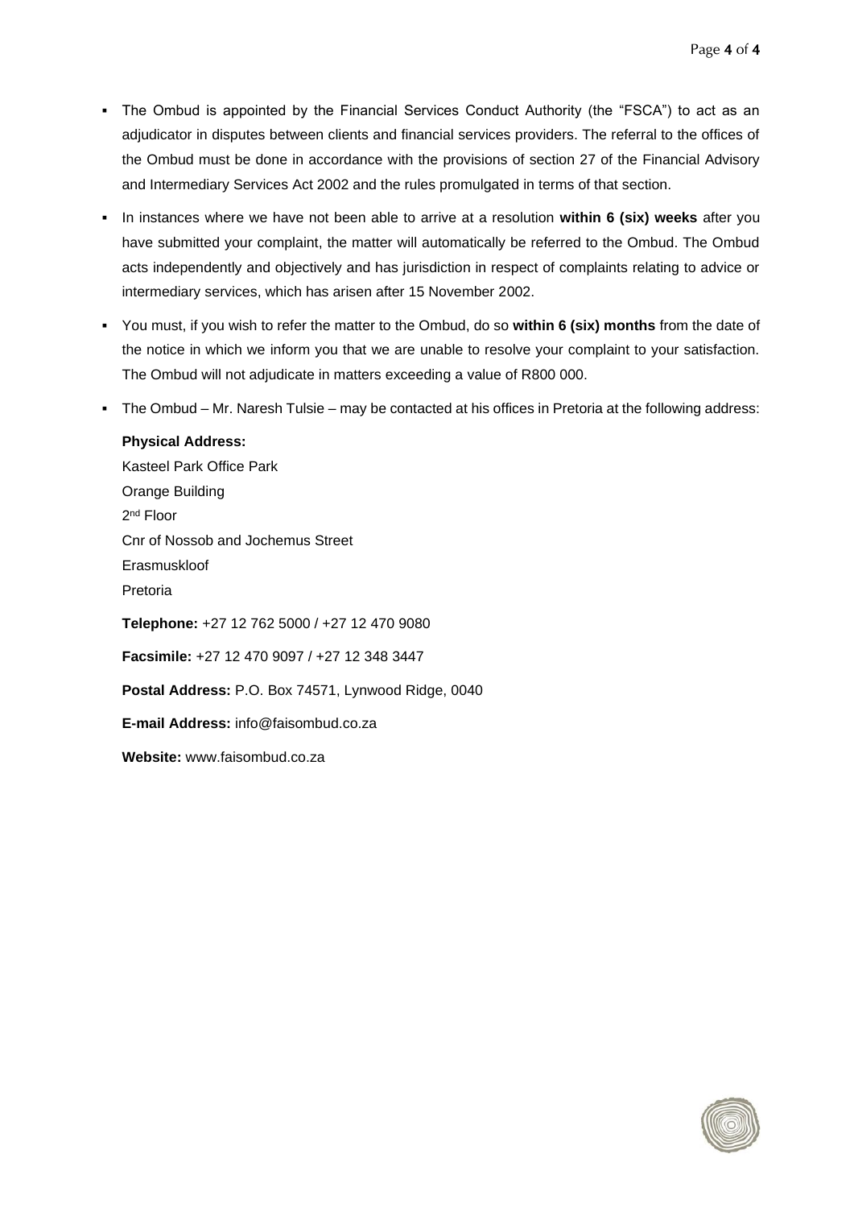- The Ombud is appointed by the Financial Services Conduct Authority (the "FSCA") to act as an adjudicator in disputes between clients and financial services providers. The referral to the offices of the Ombud must be done in accordance with the provisions of section 27 of the Financial Advisory and Intermediary Services Act 2002 and the rules promulgated in terms of that section.
- In instances where we have not been able to arrive at a resolution **within 6 (six) weeks** after you have submitted your complaint, the matter will automatically be referred to the Ombud. The Ombud acts independently and objectively and has jurisdiction in respect of complaints relating to advice or intermediary services, which has arisen after 15 November 2002.
- You must, if you wish to refer the matter to the Ombud, do so **within 6 (six) months** from the date of the notice in which we inform you that we are unable to resolve your complaint to your satisfaction. The Ombud will not adjudicate in matters exceeding a value of R800 000.
- The Ombud – Mr. Naresh Tulsie – may be contacted at his offices in Pretoria at the following address:

  **Physical Address:**
  Kasteel Park Office Park
  Orange Building
  2nd Floor
  Cnr of Nossob and Jochemus Street
  Erasmuskloof
  Pretoria

  **Telephone:** +27 12 762 5000 / +27 12 470 9080

  **Facsimile:** +27 12 470 9097 / +27 12 348 3447

  **Postal Address:** P.O. Box 74571, Lynwood Ridge, 0040

  **E-mail Address:** info@faisombud.co.za

  **Website:** www.faisombud.co.za